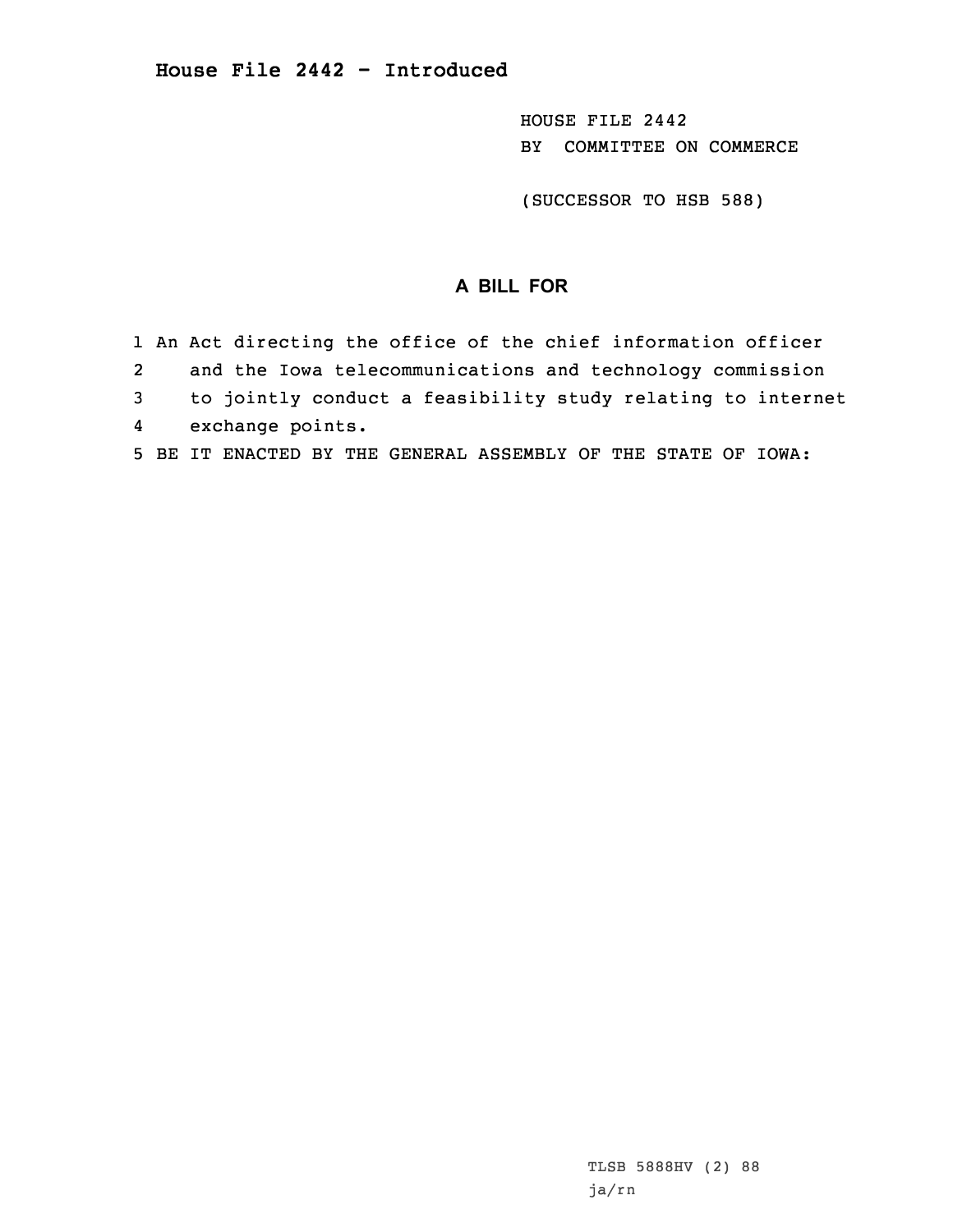# House File 2442 - Introduced

HOUSE FILE 2442
BY COMMITTEE ON COMMERCE

(SUCCESSOR TO HSB 588)

## A BILL FOR

1 An Act directing the office of the chief information officer
2 and the Iowa telecommunications and technology commission
3 to jointly conduct a feasibility study relating to internet
4 exchange points.
5 BE IT ENACTED BY THE GENERAL ASSEMBLY OF THE STATE OF IOWA:

TLSB 5888HV (2) 88
ja/rn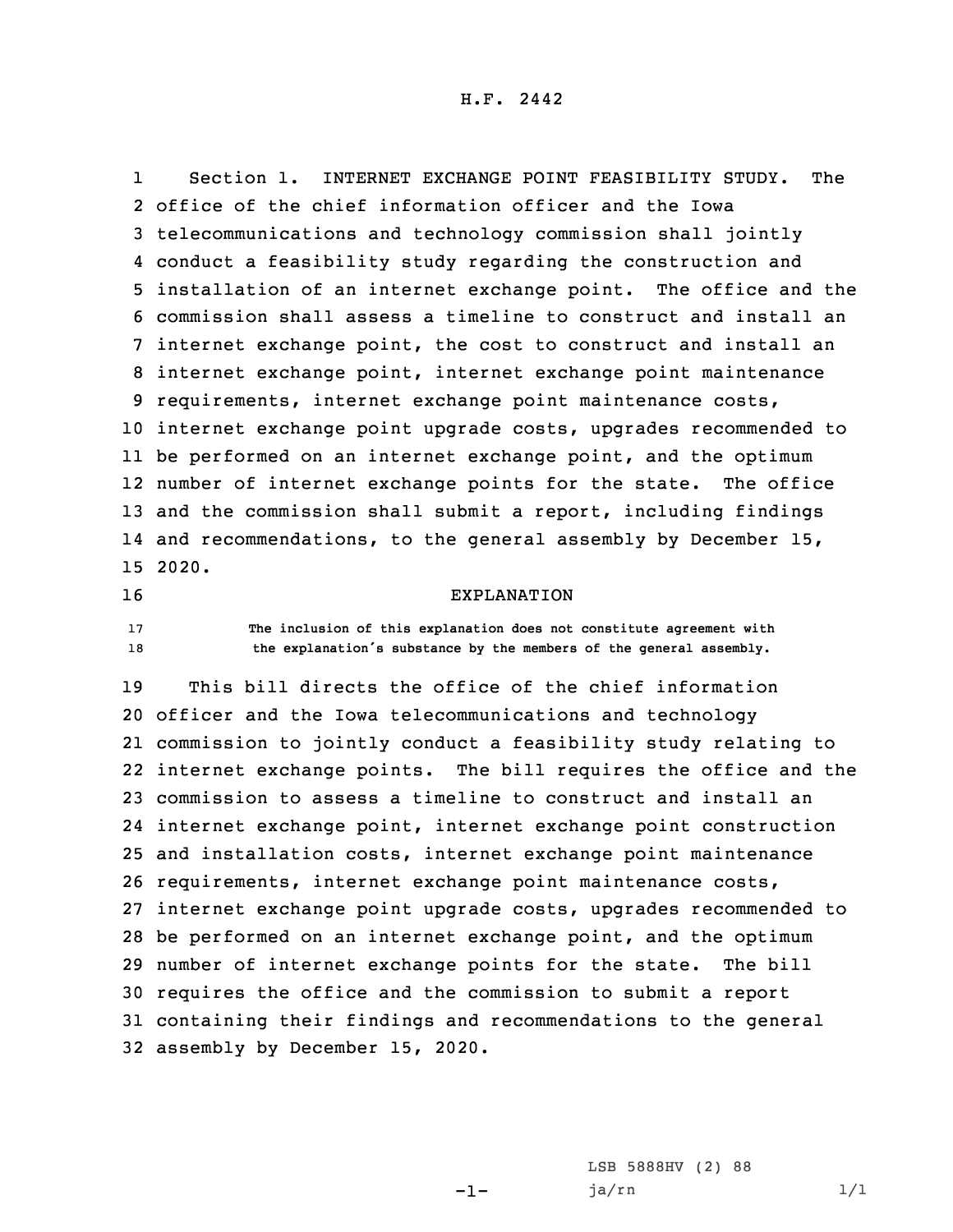Section 1. INTERNET EXCHANGE POINT FEASIBILITY STUDY. The office of the chief information officer and the Iowa telecommunications and technology commission shall jointly conduct a feasibility study regarding the construction and installation of an internet exchange point. The office and the commission shall assess a timeline to construct and install an internet exchange point, the cost to construct and install an internet exchange point, internet exchange point maintenance requirements, internet exchange point maintenance costs, internet exchange point upgrade costs, upgrades recommended to be performed on an internet exchange point, and the optimum number of internet exchange points for the state. The office and the commission shall submit a report, including findings and recommendations, to the general assembly by December 15, 2020.

## EXPLANATION

**The inclusion of this explanation does not constitute agreement with the explanation's substance by the members of the general assembly.**

This bill directs the office of the chief information officer and the Iowa telecommunications and technology commission to jointly conduct a feasibility study relating to internet exchange points. The bill requires the office and the commission to assess a timeline to construct and install an internet exchange point, internet exchange point construction and installation costs, internet exchange point maintenance requirements, internet exchange point maintenance costs, internet exchange point upgrade costs, upgrades recommended to be performed on an internet exchange point, and the optimum number of internet exchange points for the state. The bill requires the office and the commission to submit a report containing their findings and recommendations to the general assembly by December 15, 2020.

LSB 5888HV (2) 88
ja/rn